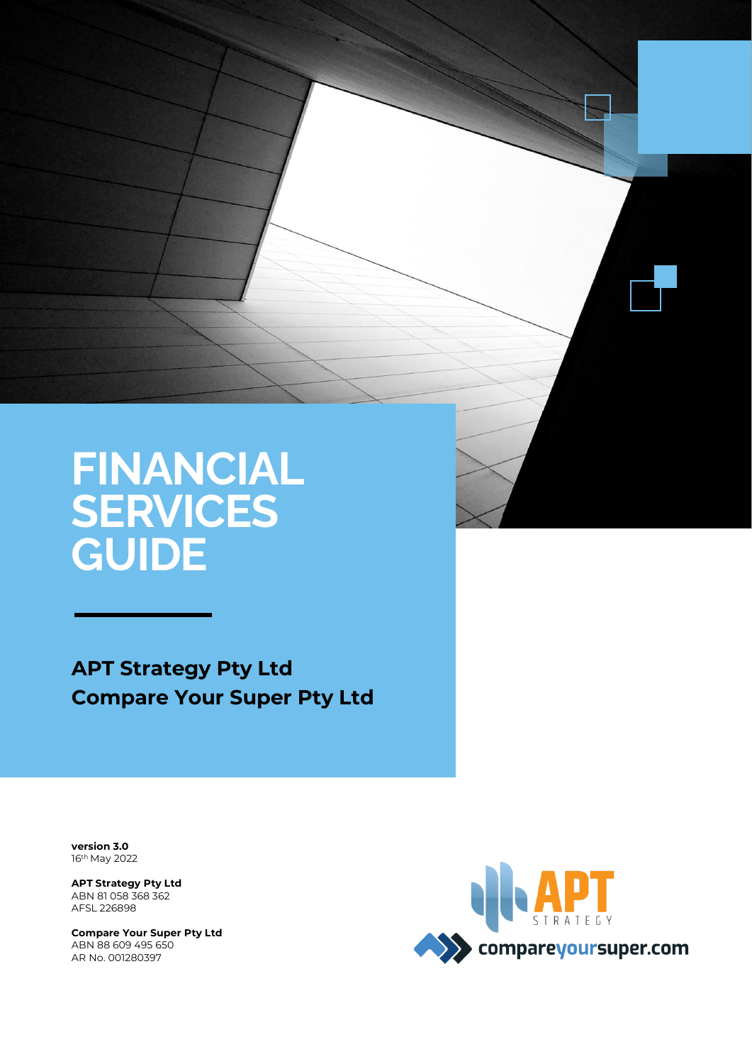# FINANCIAL SERVICES GUIDE

**APT Strategy Pty Ltd**
**Compare Your Super Pty Ltd**

**version 3.0**
16th May 2022

**APT Strategy Pty Ltd**
ABN 81 058 368 362
AFSL 226898

**Compare Your Super Pty Ltd**
ABN 88 609 495 650
AR No. 001280397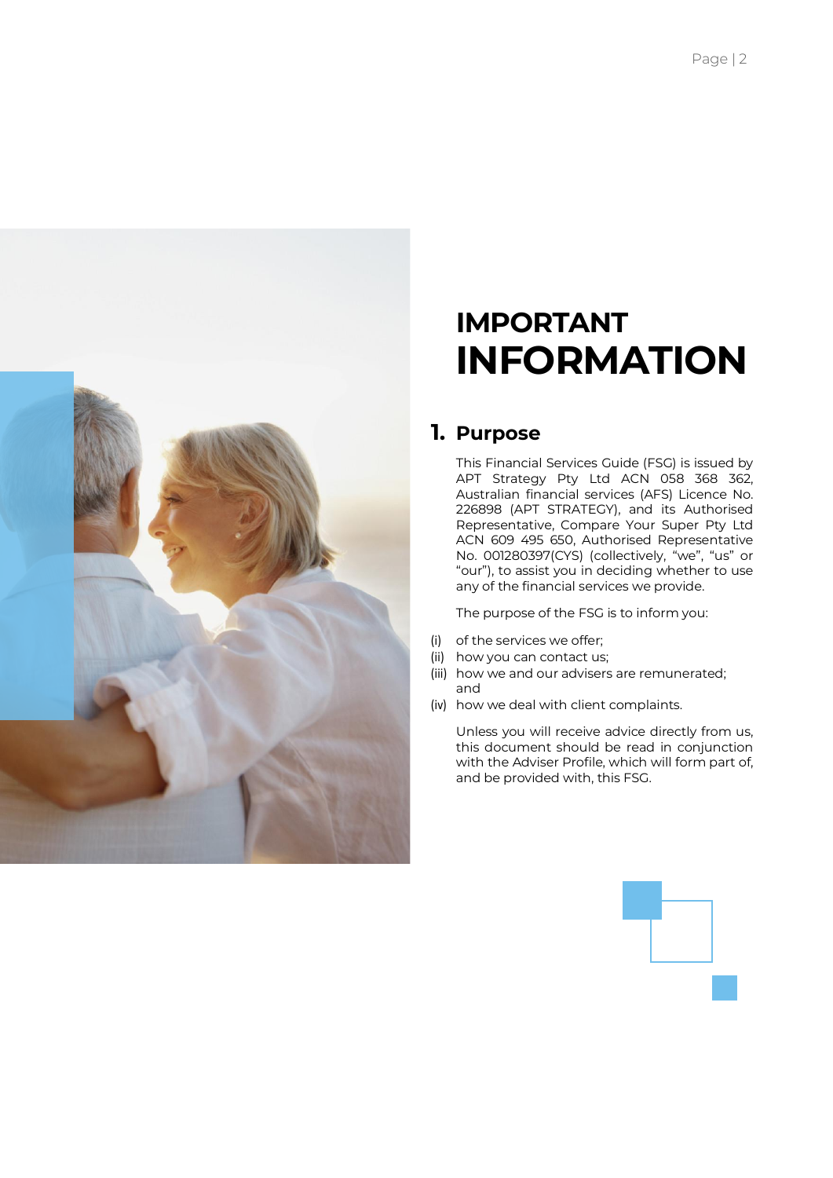# IMPORTANT INFORMATION

## 1. Purpose

This Financial Services Guide (FSG) is issued by APT Strategy Pty Ltd ACN 058 368 362, Australian financial services (AFS) Licence No. 226898 (APT STRATEGY), and its Authorised Representative, Compare Your Super Pty Ltd ACN 609 495 650, Authorised Representative No. 001280397(CYS) (collectively, "we", "us" or "our"), to assist you in deciding whether to use any of the financial services we provide.

The purpose of the FSG is to inform you:

(i) of the services we offer;
(ii) how you can contact us;
(iii) how we and our advisers are remunerated; and
(iv) how we deal with client complaints.

Unless you will receive advice directly from us, this document should be read in conjunction with the Adviser Profile, which will form part of, and be provided with, this FSG.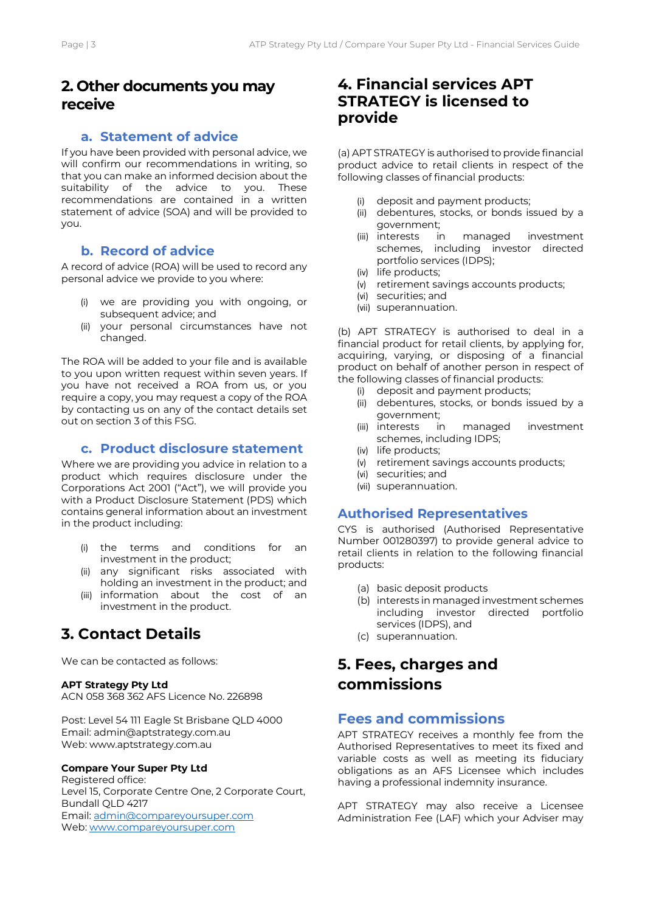## 2. Other documents you may receive

### a. Statement of advice

If you have been provided with personal advice, we will confirm our recommendations in writing, so that you can make an informed decision about the suitability of the advice to you. These recommendations are contained in a written statement of advice (SOA) and will be provided to you.

### b. Record of advice

A record of advice (ROA) will be used to record any personal advice we provide to you where:

(i) we are providing you with ongoing, or subsequent advice; and
(ii) your personal circumstances have not changed.

The ROA will be added to your file and is available to you upon written request within seven years. If you have not received a ROA from us, or you require a copy, you may request a copy of the ROA by contacting us on any of the contact details set out on section 3 of this FSG.

### c. Product disclosure statement

Where we are providing you advice in relation to a product which requires disclosure under the Corporations Act 2001 ("Act"), we will provide you with a Product Disclosure Statement (PDS) which contains general information about an investment in the product including:

(i) the terms and conditions for an investment in the product;
(ii) any significant risks associated with holding an investment in the product; and
(iii) information about the cost of an investment in the product.

## 3. Contact Details

We can be contacted as follows:

**APT Strategy Pty Ltd**
ACN 058 368 362 AFS Licence No. 226898

Post: Level 54 111 Eagle St Brisbane QLD 4000
Email: admin@aptstrategy.com.au
Web: www.aptstrategy.com.au

**Compare Your Super Pty Ltd**
Registered office:
Level 15, Corporate Centre One, 2 Corporate Court, Bundall QLD 4217
Email: admin@compareyoursuper.com
Web: www.compareyoursuper.com

## 4. Financial services APT STRATEGY is licensed to provide

(a) APT STRATEGY is authorised to provide financial product advice to retail clients in respect of the following classes of financial products:

(i) deposit and payment products;
(ii) debentures, stocks, or bonds issued by a government;
(iii) interests in managed investment schemes, including investor directed portfolio services (IDPS);
(iv) life products;
(v) retirement savings accounts products;
(vi) securities; and
(vii) superannuation.

(b) APT STRATEGY is authorised to deal in a financial product for retail clients, by applying for, acquiring, varying, or disposing of a financial product on behalf of another person in respect of the following classes of financial products:

(i) deposit and payment products;
(ii) debentures, stocks, or bonds issued by a government;
(iii) interests in managed investment schemes, including IDPS;
(iv) life products;
(v) retirement savings accounts products;
(vi) securities; and
(vii) superannuation.

### Authorised Representatives

CYS is authorised (Authorised Representative Number 001280397) to provide general advice to retail clients in relation to the following financial products:

(a) basic deposit products
(b) interests in managed investment schemes including investor directed portfolio services (IDPS), and
(c) superannuation.

## 5. Fees, charges and commissions

### Fees and commissions

APT STRATEGY receives a monthly fee from the Authorised Representatives to meet its fixed and variable costs as well as meeting its fiduciary obligations as an AFS Licensee which includes having a professional indemnity insurance.

APT STRATEGY may also receive a Licensee Administration Fee (LAF) which your Adviser may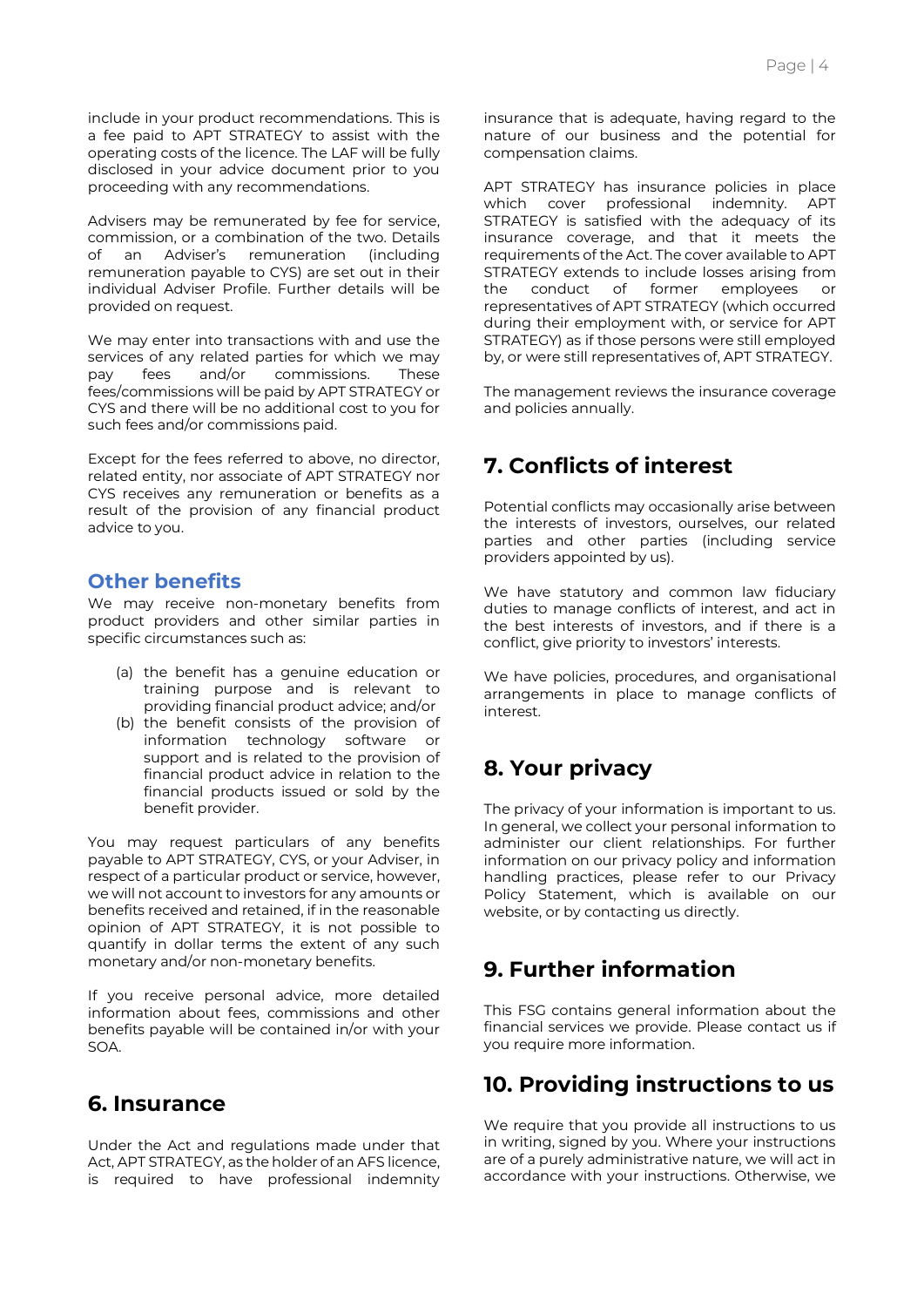include in your product recommendations. This is a fee paid to APT STRATEGY to assist with the operating costs of the licence. The LAF will be fully disclosed in your advice document prior to you proceeding with any recommendations.

Advisers may be remunerated by fee for service, commission, or a combination of the two. Details of an Adviser's remuneration (including remuneration payable to CYS) are set out in their individual Adviser Profile. Further details will be provided on request.

We may enter into transactions with and use the services of any related parties for which we may pay fees and/or commissions. These fees/commissions will be paid by APT STRATEGY or CYS and there will be no additional cost to you for such fees and/or commissions paid.

Except for the fees referred to above, no director, related entity, nor associate of APT STRATEGY nor CYS receives any remuneration or benefits as a result of the provision of any financial product advice to you.

### Other benefits

We may receive non-monetary benefits from product providers and other similar parties in specific circumstances such as:

(a) the benefit has a genuine education or training purpose and is relevant to providing financial product advice; and/or
(b) the benefit consists of the provision of information technology software or support and is related to the provision of financial product advice in relation to the financial products issued or sold by the benefit provider.

You may request particulars of any benefits payable to APT STRATEGY, CYS, or your Adviser, in respect of a particular product or service, however, we will not account to investors for any amounts or benefits received and retained, if in the reasonable opinion of APT STRATEGY, it is not possible to quantify in dollar terms the extent of any such monetary and/or non-monetary benefits.

If you receive personal advice, more detailed information about fees, commissions and other benefits payable will be contained in/or with your SOA.

## 6. Insurance

Under the Act and regulations made under that Act, APT STRATEGY, as the holder of an AFS licence, is required to have professional indemnity insurance that is adequate, having regard to the nature of our business and the potential for compensation claims.

APT STRATEGY has insurance policies in place which cover professional indemnity. APT STRATEGY is satisfied with the adequacy of its insurance coverage, and that it meets the requirements of the Act. The cover available to APT STRATEGY extends to include losses arising from the conduct of former employees or representatives of APT STRATEGY (which occurred during their employment with, or service for APT STRATEGY) as if those persons were still employed by, or were still representatives of, APT STRATEGY.

The management reviews the insurance coverage and policies annually.

## 7. Conflicts of interest

Potential conflicts may occasionally arise between the interests of investors, ourselves, our related parties and other parties (including service providers appointed by us).

We have statutory and common law fiduciary duties to manage conflicts of interest, and act in the best interests of investors, and if there is a conflict, give priority to investors' interests.

We have policies, procedures, and organisational arrangements in place to manage conflicts of interest.

## 8. Your privacy

The privacy of your information is important to us. In general, we collect your personal information to administer our client relationships. For further information on our privacy policy and information handling practices, please refer to our Privacy Policy Statement, which is available on our website, or by contacting us directly.

## 9. Further information

This FSG contains general information about the financial services we provide. Please contact us if you require more information.

## 10. Providing instructions to us

We require that you provide all instructions to us in writing, signed by you. Where your instructions are of a purely administrative nature, we will act in accordance with your instructions. Otherwise, we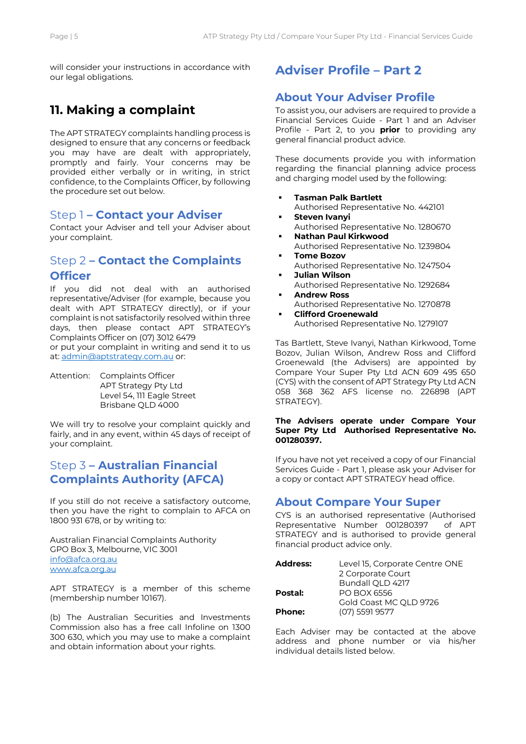will consider your instructions in accordance with our legal obligations.

## 11. Making a complaint

The APT STRATEGY complaints handling process is designed to ensure that any concerns or feedback you may have are dealt with appropriately, promptly and fairly. Your concerns may be provided either verbally or in writing, in strict confidence, to the Complaints Officer, by following the procedure set out below.

### Step 1 – Contact your Adviser

Contact your Adviser and tell your Adviser about your complaint.

### Step 2 – Contact the Complaints Officer

If you did not deal with an authorised representative/Adviser (for example, because you dealt with APT STRATEGY directly), or if your complaint is not satisfactorily resolved within three days, then please contact APT STRATEGY's Complaints Officer on (07) 3012 6479
or put your complaint in writing and send it to us at: admin@aptstrategy.com.au or:

Attention: Complaints Officer
APT Strategy Pty Ltd
Level 54, 111 Eagle Street
Brisbane QLD 4000

We will try to resolve your complaint quickly and fairly, and in any event, within 45 days of receipt of your complaint.

### Step 3 – Australian Financial Complaints Authority (AFCA)

If you still do not receive a satisfactory outcome, then you have the right to complain to AFCA on 1800 931 678, or by writing to:

Australian Financial Complaints Authority
GPO Box 3, Melbourne, VIC 3001
info@afca.org.au
www.afca.org.au

APT STRATEGY is a member of this scheme (membership number 10167).

(b) The Australian Securities and Investments Commission also has a free call Infoline on 1300 300 630, which you may use to make a complaint and obtain information about your rights.

# Adviser Profile – Part 2

## About Your Adviser Profile

To assist you, our advisers are required to provide a Financial Services Guide - Part 1 and an Adviser Profile - Part 2, to you **prior** to providing any general financial product advice.

These documents provide you with information regarding the financial planning advice process and charging model used by the following:

- **Tasman Palk Bartlett**
  Authorised Representative No. 442101
- **Steven Ivanyi**
  Authorised Representative No. 1280670
- **Nathan Paul Kirkwood**
  Authorised Representative No. 1239804
- **Tome Bozov**
  Authorised Representative No. 1247504
- **Julian Wilson**
  Authorised Representative No. 1292684
- **Andrew Ross**
  Authorised Representative No. 1270878
- **Clifford Groenewald**
  Authorised Representative No. 1279107

Tas Bartlett, Steve Ivanyi, Nathan Kirkwood, Tome Bozov, Julian Wilson, Andrew Ross and Clifford Groenewald (the Advisers) are appointed by Compare Your Super Pty Ltd ACN 609 495 650 (CYS) with the consent of APT Strategy Pty Ltd ACN 058 368 362 AFS license no. 226898 (APT STRATEGY).

**The Advisers operate under Compare Your Super Pty Ltd Authorised Representative No. 001280397.**

If you have not yet received a copy of our Financial Services Guide - Part 1, please ask your Adviser for a copy or contact APT STRATEGY head office.

## About Compare Your Super

CYS is an authorised representative (Authorised Representative Number 001280397 of APT STRATEGY and is authorised to provide general financial product advice only.

**Address:** Level 15, Corporate Centre ONE
2 Corporate Court
Bundall QLD 4217

**Postal:** PO BOX 6556
Gold Coast MC QLD 9726

**Phone:** (07) 5591 9577

Each Adviser may be contacted at the above address and phone number or via his/her individual details listed below.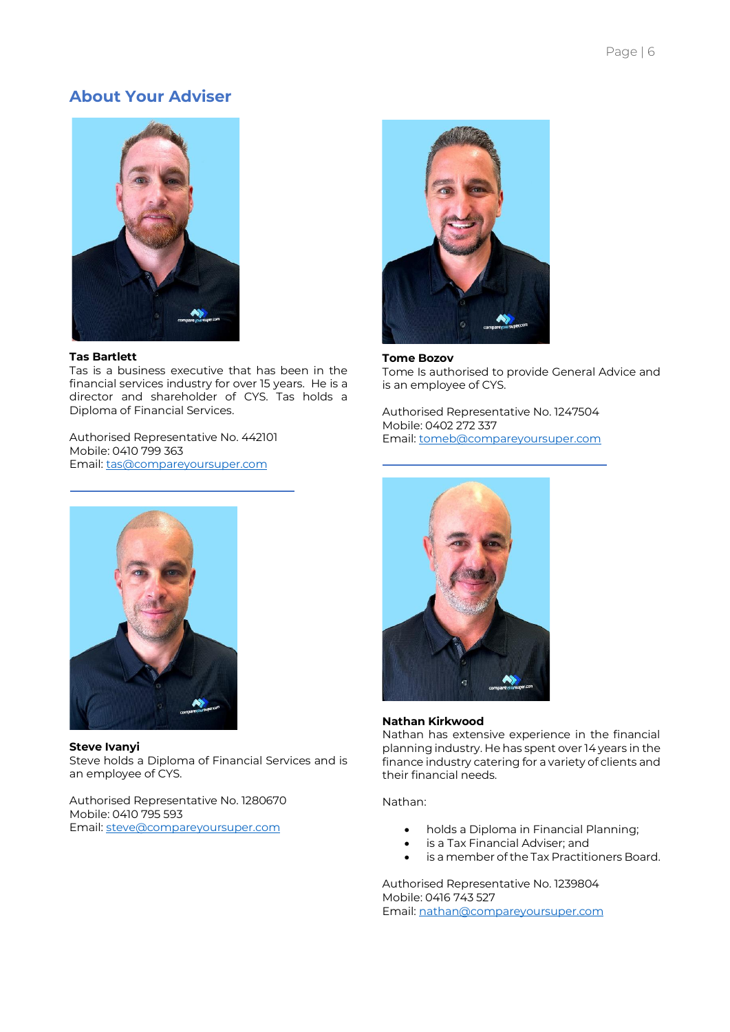## About Your Adviser

**Tas Bartlett**
Tas is a business executive that has been in the financial services industry for over 15 years. He is a director and shareholder of CYS. Tas holds a Diploma of Financial Services.

Authorised Representative No. 442101
Mobile: 0410 799 363
Email: tas@compareyoursuper.com

**Tome Bozov**
Tome Is authorised to provide General Advice and is an employee of CYS.

Authorised Representative No. 1247504
Mobile: 0402 272 337
Email: tomeb@compareyoursuper.com

**Steve Ivanyi**
Steve holds a Diploma of Financial Services and is an employee of CYS.

Authorised Representative No. 1280670
Mobile: 0410 795 593
Email: steve@compareyoursuper.com

**Nathan Kirkwood**
Nathan has extensive experience in the financial planning industry. He has spent over 14 years in the finance industry catering for a variety of clients and their financial needs.

Nathan:

- holds a Diploma in Financial Planning;
- is a Tax Financial Adviser; and
- is a member of the Tax Practitioners Board.

Authorised Representative No. 1239804
Mobile: 0416 743 527
Email: nathan@compareyoursuper.com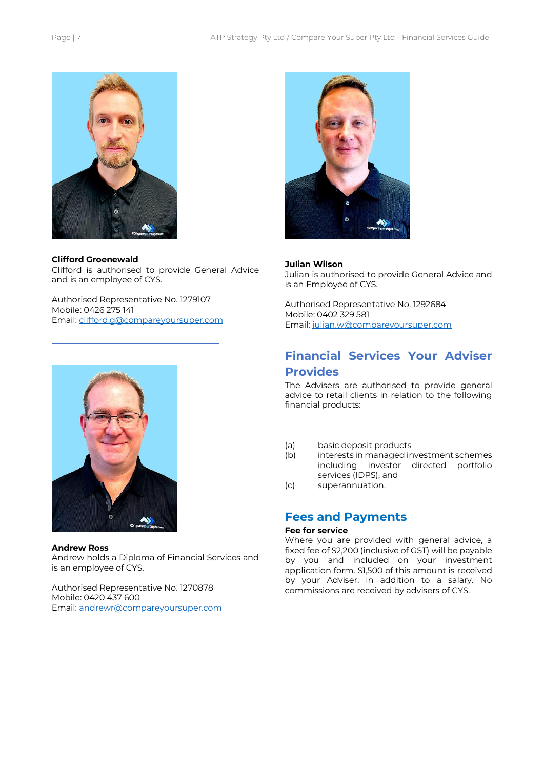**Clifford Groenewald**
Clifford is authorised to provide General Advice and is an employee of CYS.

Authorised Representative No. 1279107
Mobile: 0426 275 141
Email: clifford.g@compareyoursuper.com

**Andrew Ross**
Andrew holds a Diploma of Financial Services and is an employee of CYS.

Authorised Representative No. 1270878
Mobile: 0420 437 600
Email: andrewr@compareyoursuper.com

**Julian Wilson**
Julian is authorised to provide General Advice and is an Employee of CYS.

Authorised Representative No. 1292684
Mobile: 0402 329 581
Email: julian.w@compareyoursuper.com

## Financial Services Your Adviser Provides

The Advisers are authorised to provide general advice to retail clients in relation to the following financial products:

(a) basic deposit products
(b) interests in managed investment schemes including investor directed portfolio services (IDPS), and
(c) superannuation.

## Fees and Payments

**Fee for service**
Where you are provided with general advice, a fixed fee of $2,200 (inclusive of GST) will be payable by you and included on your investment application form. $1,500 of this amount is received by your Adviser, in addition to a salary. No commissions are received by advisers of CYS.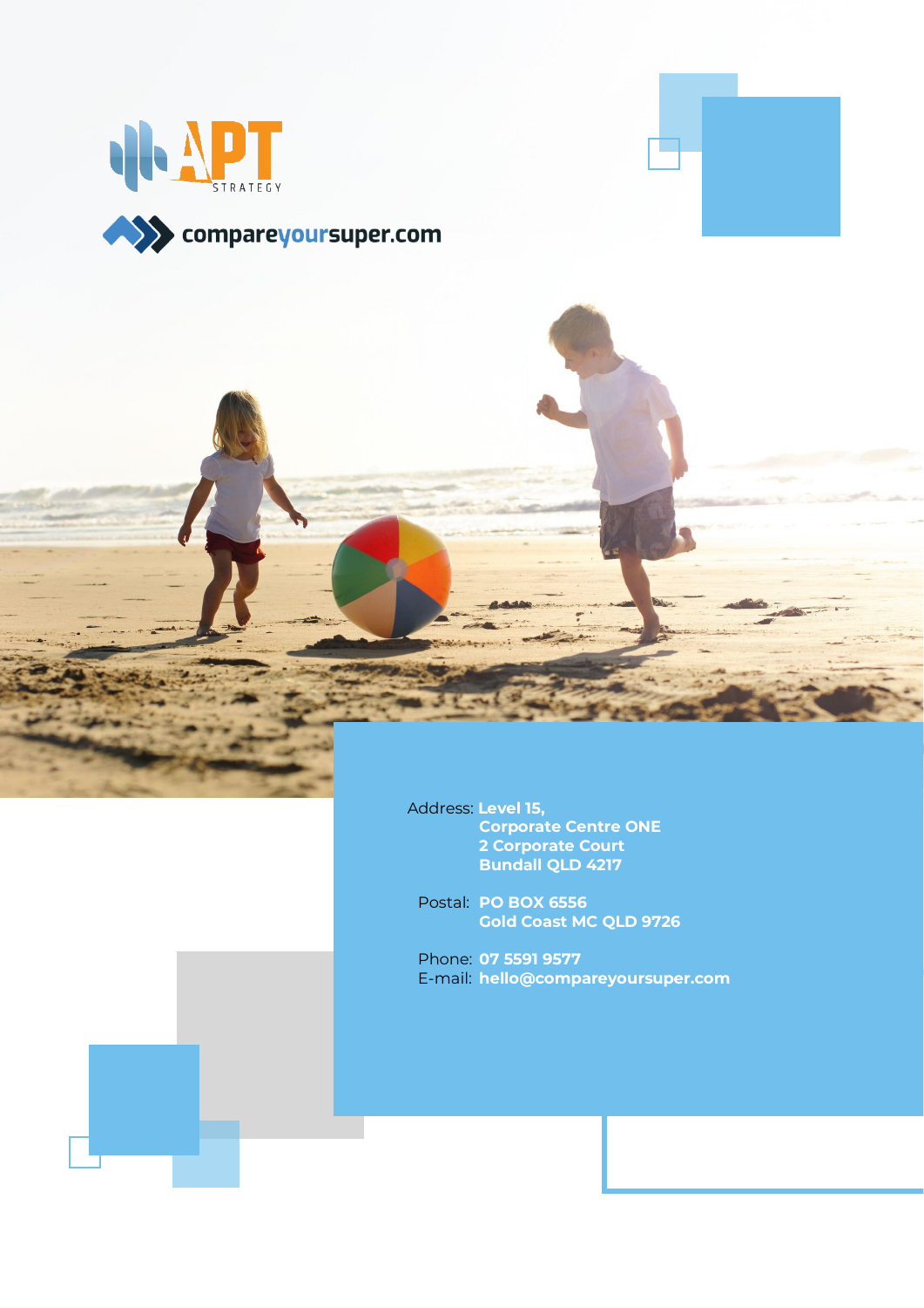APT STRATEGY

compareyoursuper.com

Address: **Level 15,**
**Corporate Centre ONE**
**2 Corporate Court**
**Bundall QLD 4217**

Postal: **PO BOX 6556**
**Gold Coast MC QLD 9726**

Phone: **07 5591 9577**
E-mail: **hello@compareyoursuper.com**